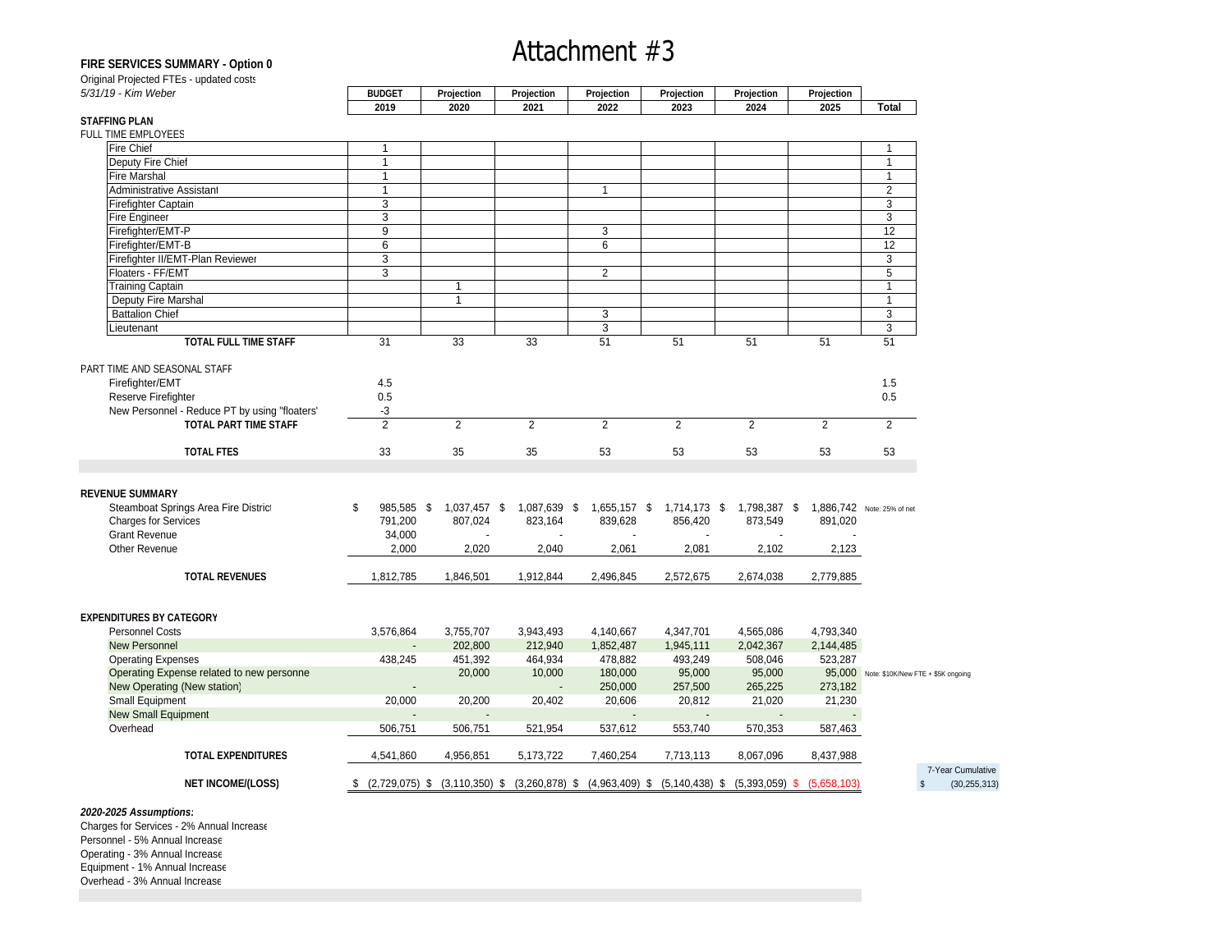# Attachment #3

**FIRE SERVICES SUMMARY - Option 0**

Original Projected FTEs - updated costs

*5/31/19 - Kim Weber*

| | BUDGET 2019 | Projection 2020 | Projection 2021 | Projection 2022 | Projection 2023 | Projection 2024 | Projection 2025 | Total |
|---|---|---|---|---|---|---|---|---|
| **STAFFING PLAN** | | | | | | | | |
| FULL TIME EMPLOYEES | | | | | | | | |
| Fire Chief | 1 | | | | | | | 1 |
| Deputy Fire Chief | 1 | | | | | | | 1 |
| Fire Marshal | 1 | | | | | | | 1 |
| Administrative Assistant | 1 | | | 1 | | | | 2 |
| Firefighter Captain | 3 | | | | | | | 3 |
| Fire Engineer | 3 | | | | | | | 3 |
| Firefighter/EMT-P | 9 | | | 3 | | | | 12 |
| Firefighter/EMT-B | 6 | | | 6 | | | | 12 |
| Firefighter II/EMT-Plan Reviewer | 3 | | | | | | | 3 |
| Floaters - FF/EMT | 3 | | | 2 | | | | 5 |
| Training Captain | | 1 | | | | | | 1 |
| Deputy Fire Marshal | | 1 | | | | | | 1 |
| Battalion Chief | | | | 3 | | | | 3 |
| Lieutenant | | | | 3 | | | | 3 |
| **TOTAL FULL TIME STAFF** | 31 | 33 | 33 | 51 | 51 | 51 | 51 | 51 |
| PART TIME AND SEASONAL STAFF | | | | | | | | |
| Firefighter/EMT | 4.5 | | | | | | | 1.5 |
| Reserve Firefighter | 0.5 | | | | | | | 0.5 |
| New Personnel - Reduce PT by using "floaters" | -3 | | | | | | | |
| **TOTAL PART TIME STAFF** | 2 | 2 | 2 | 2 | 2 | 2 | 2 | 2 |
| **TOTAL FTES** | 33 | 35 | 35 | 53 | 53 | 53 | 53 | 53 |
| **REVENUE SUMMARY** | | | | | | | | |
| Steamboat Springs Area Fire District | $ 985,585 | $ 1,037,457 | $ 1,087,639 | $ 1,655,157 | $ 1,714,173 | $ 1,798,387 | $ 1,886,742 | Note: 25% of net |
| Charges for Services | 791,200 | 807,024 | 823,164 | 839,628 | 856,420 | 873,549 | 891,020 | |
| Grant Revenue | 34,000 | - | - | - | - | - | - | |
| Other Revenue | 2,000 | 2,020 | 2,040 | 2,061 | 2,081 | 2,102 | 2,123 | |
| **TOTAL REVENUES** | 1,812,785 | 1,846,501 | 1,912,844 | 2,496,845 | 2,572,675 | 2,674,038 | 2,779,885 | |
| **EXPENDITURES BY CATEGORY** | | | | | | | | |
| Personnel Costs | 3,576,864 | 3,755,707 | 3,943,493 | 4,140,667 | 4,347,701 | 4,565,086 | 4,793,340 | |
| New Personnel | - | 202,800 | 212,940 | 1,852,487 | 1,945,111 | 2,042,367 | 2,144,485 | |
| Operating Expenses | 438,245 | 451,392 | 464,934 | 478,882 | 493,249 | 508,046 | 523,287 | |
| Operating Expense related to new personnel | | 20,000 | 10,000 | 180,000 | 95,000 | 95,000 | 95,000 | Note: $10K/New FTE + $5K ongoing |
| New Operating (New station) | - | | - | 250,000 | 257,500 | 265,225 | 273,182 | |
| Small Equipment | 20,000 | 20,200 | 20,402 | 20,606 | 20,812 | 21,020 | 21,230 | |
| New Small Equipment | - | - | | - | - | - | - | |
| Overhead | 506,751 | 506,751 | 521,954 | 537,612 | 553,740 | 570,353 | 587,463 | |
| **TOTAL EXPENDITURES** | 4,541,860 | 4,956,851 | 5,173,722 | 7,460,254 | 7,713,113 | 8,067,096 | 8,437,988 | |
| **NET INCOME/(LOSS)** | $ (2,729,075) | $ (3,110,350) | $ (3,260,878) | $ (4,963,409) | $ (5,140,438) | $ (5,393,059) | $ (5,658,103) | 7-Year Cumulative $ (30,255,313) |

***2020-2025 Assumptions:***

Charges for Services - 2% Annual Increase
Personnel - 5% Annual Increase
Operating - 3% Annual Increase
Equipment - 1% Annual Increase
Overhead - 3% Annual Increase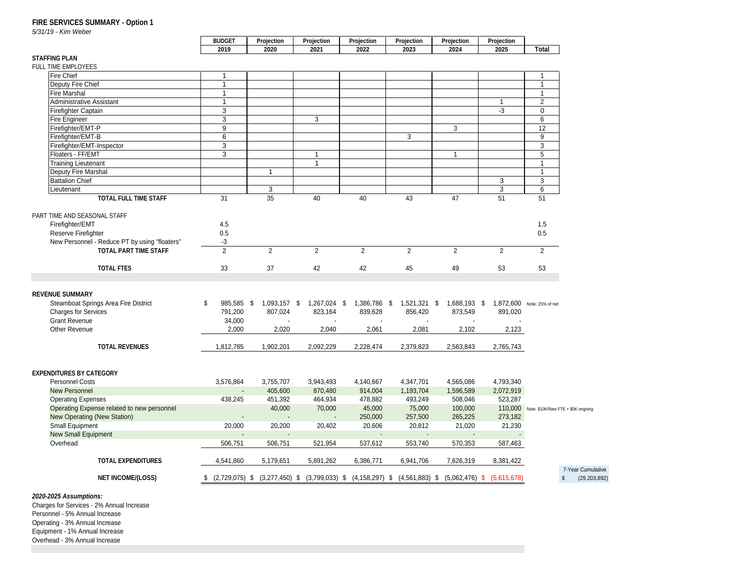**FIRE SERVICES SUMMARY - Option 1**

*5/31/19 - Kim Weber*

| | BUDGET 2019 | Projection 2020 | Projection 2021 | Projection 2022 | Projection 2023 | Projection 2024 | Projection 2025 | Total |
|---|---|---|---|---|---|---|---|---|
| **STAFFING PLAN** | | | | | | | | |
| FULL TIME EMPLOYEES | | | | | | | | |
| Fire Chief | 1 | | | | | | | 1 |
| Deputy Fire Chief | 1 | | | | | | | 1 |
| Fire Marshal | 1 | | | | | | | 1 |
| Administrative Assistant | 1 | | | | | | 1 | 2 |
| Firefighter Captain | 3 | | | | | | -3 | 0 |
| Fire Engineer | 3 | | 3 | | | | | 6 |
| Firefighter/EMT-P | 9 | | | | | 3 | | 12 |
| Firefighter/EMT-B | 6 | | | | 3 | | | 9 |
| Firefighter/EMT-Inspector | 3 | | | | | | | 3 |
| Floaters - FF/EMT | 3 | | 1 | | | 1 | | 5 |
| Training Lieutenant | | | 1 | | | | | 1 |
| Deputy Fire Marshal | | 1 | | | | | | 1 |
| Battalion Chief | | | | | | | 3 | 3 |
| Lieutenant | | 3 | | | | | 3 | 6 |
| **TOTAL FULL TIME STAFF** | 31 | 35 | 40 | 40 | 43 | 47 | 51 | 51 |
| PART TIME AND SEASONAL STAFF | | | | | | | | |
| Firefighter/EMT | 4.5 | | | | | | | 1.5 |
| Reserve Firefighter | 0.5 | | | | | | | 0.5 |
| New Personnel - Reduce PT by using "floaters" | -3 | | | | | | | |
| **TOTAL PART TIME STAFF** | 2 | 2 | 2 | 2 | 2 | 2 | 2 | 2 |
| **TOTAL FTES** | 33 | 37 | 42 | 42 | 45 | 49 | 53 | 53 |
| **REVENUE SUMMARY** | | | | | | | | |
| Steamboat Springs Area Fire District | $ 985,585 | $ 1,093,157 | $ 1,267,024 | $ 1,386,786 | $ 1,521,321 | $ 1,688,193 | $ 1,872,600 | Note: 25% of net |
| Charges for Services | 791,200 | 807,024 | 823,164 | 839,628 | 856,420 | 873,549 | 891,020 | |
| Grant Revenue | 34,000 | - | - | - | - | - | - | |
| Other Revenue | 2,000 | 2,020 | 2,040 | 2,061 | 2,081 | 2,102 | 2,123 | |
| **TOTAL REVENUES** | 1,812,785 | 1,902,201 | 2,092,229 | 2,228,474 | 2,379,823 | 2,563,843 | 2,765,743 | |
| **EXPENDITURES BY CATEGORY** | | | | | | | | |
| Personnel Costs | 3,576,864 | 3,755,707 | 3,943,493 | 4,140,667 | 4,347,701 | 4,565,086 | 4,793,340 | |
| New Personnel | - | 405,600 | 870,480 | 914,004 | 1,193,704 | 1,596,589 | 2,072,919 | |
| Operating Expenses | 438,245 | 451,392 | 464,934 | 478,882 | 493,249 | 508,046 | 523,287 | |
| Operating Expense related to new personnel | | 40,000 | 70,000 | 45,000 | 75,000 | 100,000 | 110,000 | Note: $10K/New FTE + $5K ongoing |
| New Operating (New Station) | - | - | - | 250,000 | 257,500 | 265,225 | 273,182 | |
| Small Equipment | 20,000 | 20,200 | 20,402 | 20,606 | 20,812 | 21,020 | 21,230 | |
| New Small Equipment | - | - | | - | - | - | - | |
| Overhead | 506,751 | 506,751 | 521,954 | 537,612 | 553,740 | 570,353 | 587,463 | |
| **TOTAL EXPENDITURES** | 4,541,860 | 5,179,651 | 5,891,262 | 6,386,771 | 6,941,706 | 7,626,319 | 8,381,422 | |
| **NET INCOME/(LOSS)** | $ (2,729,075) | $ (3,277,450) | $ (3,799,033) | $ (4,158,297) | $ (4,561,883) | $ (5,062,476) | $ (5,615,678) | |

7-Year Cumulative: $ (29,203,892)

***2020-2025 Assumptions:***

Charges for Services - 2% Annual Increase
Personnel - 5% Annual Increase
Operating - 3% Annual Increase
Equipment - 1% Annual Increase
Overhead - 3% Annual Increase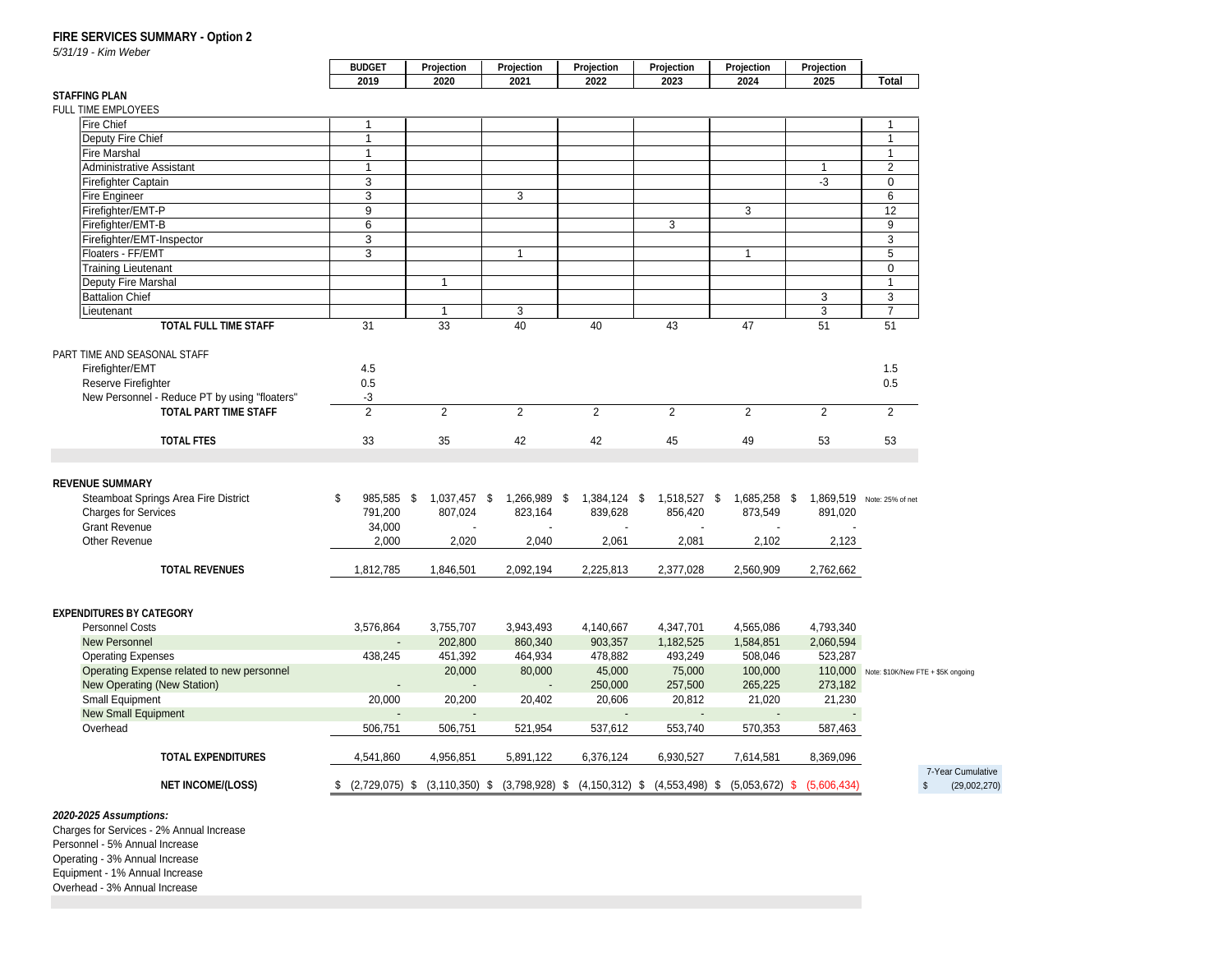**FIRE SERVICES SUMMARY - Option 2**

*5/31/19 - Kim Weber*

| | BUDGET 2019 | Projection 2020 | Projection 2021 | Projection 2022 | Projection 2023 | Projection 2024 | Projection 2025 | Total |
|---|---|---|---|---|---|---|---|---|
| **STAFFING PLAN** | | | | | | | | |
| FULL TIME EMPLOYEES | | | | | | | | |
| Fire Chief | 1 | | | | | | | 1 |
| Deputy Fire Chief | 1 | | | | | | | 1 |
| Fire Marshal | 1 | | | | | | | 1 |
| Administrative Assistant | 1 | | | | | | 1 | 2 |
| Firefighter Captain | 3 | | | | | | -3 | 0 |
| Fire Engineer | 3 | | 3 | | | | | 6 |
| Firefighter/EMT-P | 9 | | | | | 3 | | 12 |
| Firefighter/EMT-B | 6 | | | | 3 | | | 9 |
| Firefighter/EMT-Inspector | 3 | | | | | | | 3 |
| Floaters - FF/EMT | 3 | | 1 | | | 1 | | 5 |
| Training Lieutenant | | | | | | | | 0 |
| Deputy Fire Marshal | | 1 | | | | | | 1 |
| Battalion Chief | | | | | | | 3 | 3 |
| Lieutenant | | 1 | 3 | | | | 3 | 7 |
| **TOTAL FULL TIME STAFF** | 31 | 33 | 40 | 40 | 43 | 47 | 51 | 51 |
| PART TIME AND SEASONAL STAFF | | | | | | | | |
| Firefighter/EMT | 4.5 | | | | | | | 1.5 |
| Reserve Firefighter | 0.5 | | | | | | | 0.5 |
| New Personnel - Reduce PT by using "floaters" | -3 | | | | | | | |
| **TOTAL PART TIME STAFF** | 2 | 2 | 2 | 2 | 2 | 2 | 2 | 2 |
| **TOTAL FTES** | 33 | 35 | 42 | 42 | 45 | 49 | 53 | 53 |

| | 2019 | 2020 | 2021 | 2022 | 2023 | 2024 | 2025 | |
|---|---|---|---|---|---|---|---|---|
| **REVENUE SUMMARY** | | | | | | | | |
| Steamboat Springs Area Fire District | $ 985,585 | $ 1,037,457 | $ 1,266,989 | $ 1,384,124 | $ 1,518,527 | $ 1,685,258 | $ 1,869,519 | Note: 25% of net |
| Charges for Services | 791,200 | 807,024 | 823,164 | 839,628 | 856,420 | 873,549 | 891,020 | |
| Grant Revenue | 34,000 | - | - | - | - | - | - | |
| Other Revenue | 2,000 | 2,020 | 2,040 | 2,061 | 2,081 | 2,102 | 2,123 | |
| **TOTAL REVENUES** | 1,812,785 | 1,846,501 | 2,092,194 | 2,225,813 | 2,377,028 | 2,560,909 | 2,762,662 | |
| **EXPENDITURES BY CATEGORY** | | | | | | | | |
| Personnel Costs | 3,576,864 | 3,755,707 | 3,943,493 | 4,140,667 | 4,347,701 | 4,565,086 | 4,793,340 | |
| New Personnel | - | 202,800 | 860,340 | 903,357 | 1,182,525 | 1,584,851 | 2,060,594 | |
| Operating Expenses | 438,245 | 451,392 | 464,934 | 478,882 | 493,249 | 508,046 | 523,287 | |
| Operating Expense related to new personnel | | 20,000 | 80,000 | 45,000 | 75,000 | 100,000 | 110,000 | Note: $10K/New FTE + $5K ongoing |
| New Operating (New Station) | - | - | - | 250,000 | 257,500 | 265,225 | 273,182 | |
| Small Equipment | 20,000 | 20,200 | 20,402 | 20,606 | 20,812 | 21,020 | 21,230 | |
| New Small Equipment | - | - | | - | - | - | - | |
| Overhead | 506,751 | 506,751 | 521,954 | 537,612 | 553,740 | 570,353 | 587,463 | |
| **TOTAL EXPENDITURES** | 4,541,860 | 4,956,851 | 5,891,122 | 6,376,124 | 6,930,527 | 7,614,581 | 8,369,096 | |
| **NET INCOME/(LOSS)** | $ (2,729,075) | $ (3,110,350) | $ (3,798,928) | $ (4,150,312) | $ (4,553,498) | $ (5,053,672) | $ (5,606,434) | 7-Year Cumulative $ (29,002,270) |

***2020-2025 Assumptions:***

Charges for Services - 2% Annual Increase
Personnel - 5% Annual Increase
Operating - 3% Annual Increase
Equipment - 1% Annual Increase
Overhead - 3% Annual Increase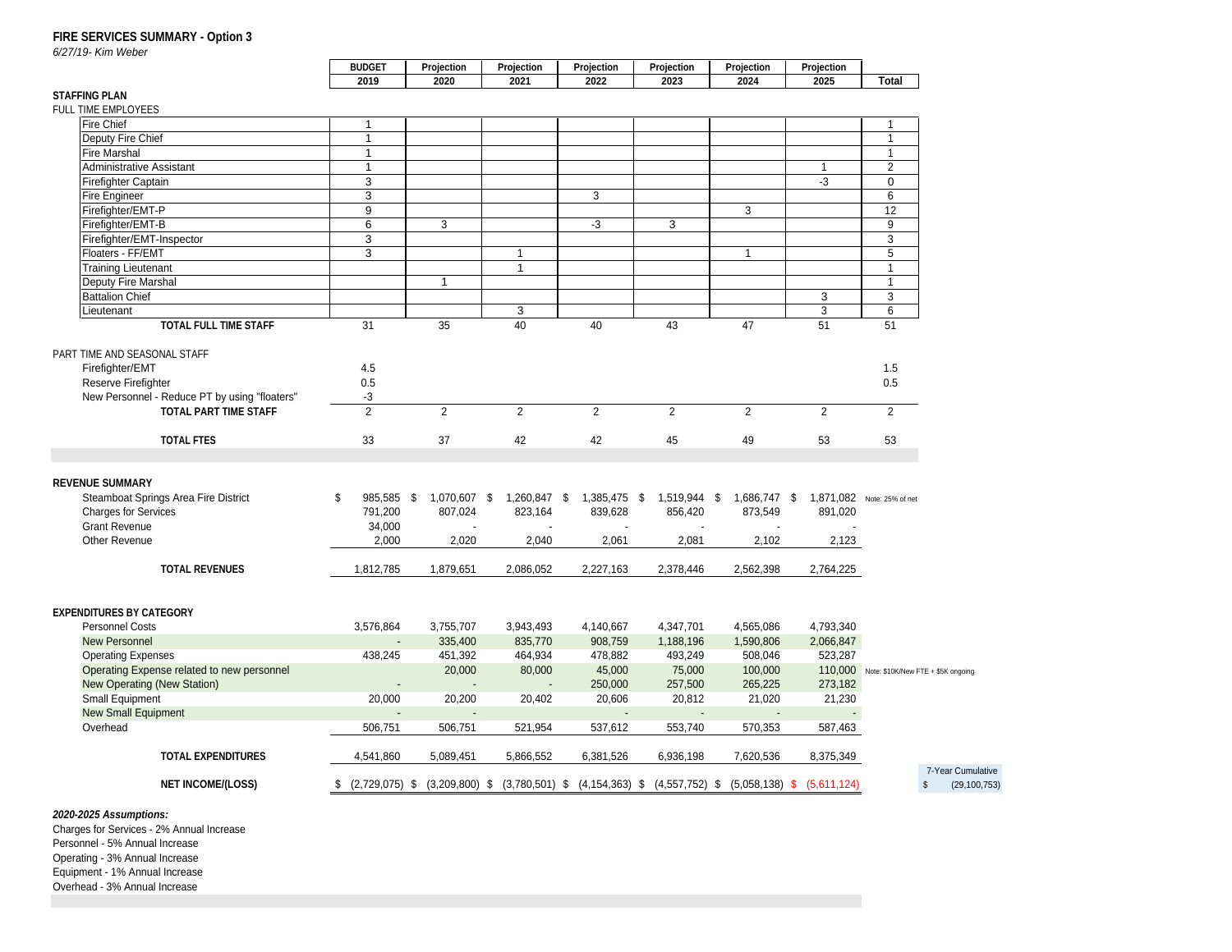**FIRE SERVICES SUMMARY - Option 3**

*6/27/19- Kim Weber*

| | BUDGET 2019 | Projection 2020 | Projection 2021 | Projection 2022 | Projection 2023 | Projection 2024 | Projection 2025 | Total |
|---|---|---|---|---|---|---|---|---|
| **STAFFING PLAN** | | | | | | | | |
| FULL TIME EMPLOYEES | | | | | | | | |
| Fire Chief | 1 | | | | | | | 1 |
| Deputy Fire Chief | 1 | | | | | | | 1 |
| Fire Marshal | 1 | | | | | | | 1 |
| Administrative Assistant | 1 | | | | | | 1 | 2 |
| Firefighter Captain | 3 | | | | | | -3 | 0 |
| Fire Engineer | 3 | | | 3 | | | | 6 |
| Firefighter/EMT-P | 9 | | | | | 3 | | 12 |
| Firefighter/EMT-B | 6 | 3 | | -3 | 3 | | | 9 |
| Firefighter/EMT-Inspector | 3 | | | | | | | 3 |
| Floaters - FF/EMT | 3 | | 1 | | | 1 | | 5 |
| Training Lieutenant | | | 1 | | | | | 1 |
| Deputy Fire Marshal | | 1 | | | | | | 1 |
| Battalion Chief | | | | | | | 3 | 3 |
| Lieutenant | | | 3 | | | | 3 | 6 |
| **TOTAL FULL TIME STAFF** | 31 | 35 | 40 | 40 | 43 | 47 | 51 | 51 |
| PART TIME AND SEASONAL STAFF | | | | | | | | |
| Firefighter/EMT | 4.5 | | | | | | | 1.5 |
| Reserve Firefighter | 0.5 | | | | | | | 0.5 |
| New Personnel - Reduce PT by using "floaters" | -3 | | | | | | | |
| **TOTAL PART TIME STAFF** | 2 | 2 | 2 | 2 | 2 | 2 | 2 | 2 |
| **TOTAL FTES** | 33 | 37 | 42 | 42 | 45 | 49 | 53 | 53 |
| **REVENUE SUMMARY** | | | | | | | | |
| Steamboat Springs Area Fire District | $ 985,585 | $ 1,070,607 | $ 1,260,847 | $ 1,385,475 | $ 1,519,944 | $ 1,686,747 | $ 1,871,082 | Note: 25% of net |
| Charges for Services | 791,200 | 807,024 | 823,164 | 839,628 | 856,420 | 873,549 | 891,020 | |
| Grant Revenue | 34,000 | - | - | - | - | - | - | |
| Other Revenue | 2,000 | 2,020 | 2,040 | 2,061 | 2,081 | 2,102 | 2,123 | |
| **TOTAL REVENUES** | 1,812,785 | 1,879,651 | 2,086,052 | 2,227,163 | 2,378,446 | 2,562,398 | 2,764,225 | |
| **EXPENDITURES BY CATEGORY** | | | | | | | | |
| Personnel Costs | 3,576,864 | 3,755,707 | 3,943,493 | 4,140,667 | 4,347,701 | 4,565,086 | 4,793,340 | |
| New Personnel | - | 335,400 | 835,770 | 908,759 | 1,188,196 | 1,590,806 | 2,066,847 | |
| Operating Expenses | 438,245 | 451,392 | 464,934 | 478,882 | 493,249 | 508,046 | 523,287 | |
| Operating Expense related to new personnel | | 20,000 | 80,000 | 45,000 | 75,000 | 100,000 | 110,000 | Note: $10K/New FTE + $5K ongoing |
| New Operating (New Station) | - | - | - | 250,000 | 257,500 | 265,225 | 273,182 | |
| Small Equipment | 20,000 | 20,200 | 20,402 | 20,606 | 20,812 | 21,020 | 21,230 | |
| New Small Equipment | - | - | | - | - | - | - | |
| Overhead | 506,751 | 506,751 | 521,954 | 537,612 | 553,740 | 570,353 | 587,463 | |
| **TOTAL EXPENDITURES** | 4,541,860 | 5,089,451 | 5,866,552 | 6,381,526 | 6,936,198 | 7,620,536 | 8,375,349 | |
| **NET INCOME/(LOSS)** | $ (2,729,075) | $ (3,209,800) | $ (3,780,501) | $ (4,154,363) | $ (4,557,752) | $ (5,058,138) | $ (5,611,124) | 7-Year Cumulative $ (29,100,753) |

***2020-2025 Assumptions:***

Charges for Services - 2% Annual Increase
Personnel - 5% Annual Increase
Operating - 3% Annual Increase
Equipment - 1% Annual Increase
Overhead - 3% Annual Increase